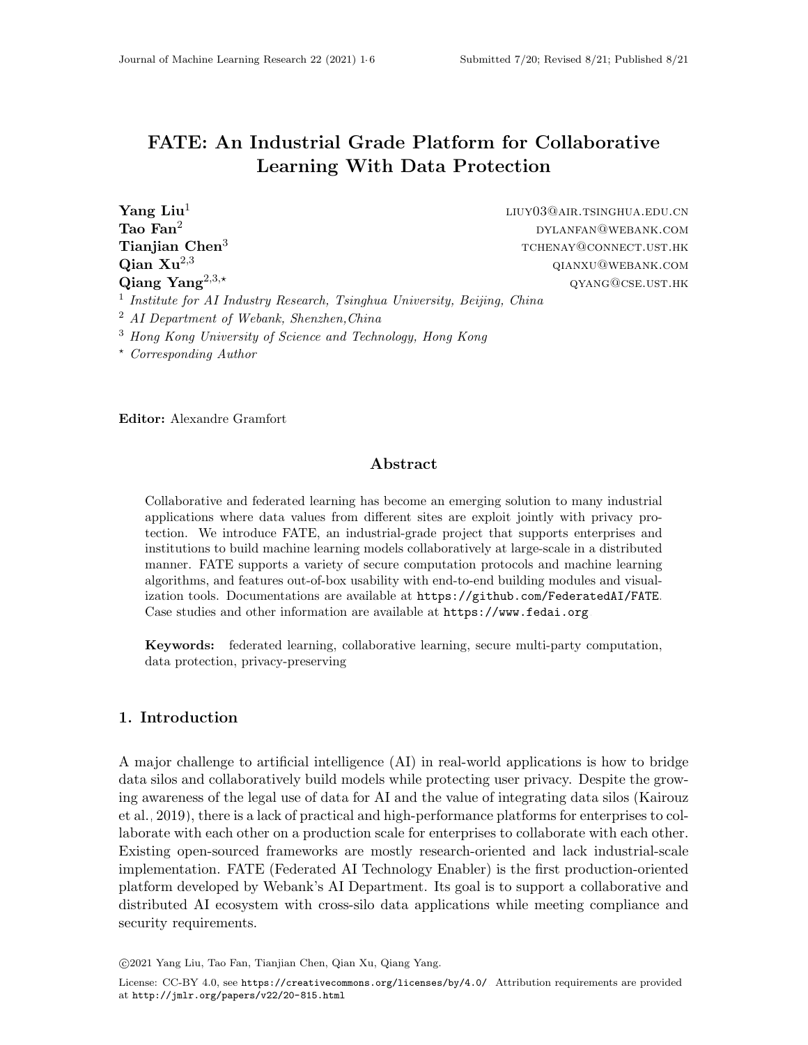# FATE: An Industrial Grade Platform for Collaborative Learning With Data Protection

**Yang Liu**[1] liuy03@air.tsinghua.edu.cn
**Tao Fan**[2] dylanfan@webank.com
**Tianjian Chen**[3] tchenay@connect.ust.hk
**Qian Xu**[2,3] qianxu@webank.com
**Qiang Yang**[2,3,⋆] qyang@cse.ust.hk

[1] *Institute for AI Industry Research, Tsinghua University, Beijing, China*
[2] *AI Department of Webank, Shenzhen,China*
[3] *Hong Kong University of Science and Technology, Hong Kong*
[⋆] *Corresponding Author*

**Editor:** Alexandre Gramfort

## Abstract

Collaborative and federated learning has become an emerging solution to many industrial applications where data values from different sites are exploit jointly with privacy protection. We introduce FATE, an industrial-grade project that supports enterprises and institutions to build machine learning models collaboratively at large-scale in a distributed manner. FATE supports a variety of secure computation protocols and machine learning algorithms, and features out-of-box usability with end-to-end building modules and visualization tools. Documentations are available at https://github.com/FederatedAI/FATE. Case studies and other information are available at https://www.fedai.org

**Keywords:** federated learning, collaborative learning, secure multi-party computation, data protection, privacy-preserving

## 1. Introduction

A major challenge to artificial intelligence (AI) in real-world applications is how to bridge data silos and collaboratively build models while protecting user privacy. Despite the growing awareness of the legal use of data for AI and the value of integrating data silos (Kairouz et al., 2019), there is a lack of practical and high-performance platforms for enterprises to collaborate with each other on a production scale for enterprises to collaborate with each other. Existing open-sourced frameworks are mostly research-oriented and lack industrial-scale implementation. FATE (Federated AI Technology Enabler) is the first production-oriented platform developed by Webank's AI Department. Its goal is to support a collaborative and distributed AI ecosystem with cross-silo data applications while meeting compliance and security requirements.

©2021 Yang Liu, Tao Fan, Tianjian Chen, Qian Xu, Qiang Yang.

License: CC-BY 4.0, see https://creativecommons.org/licenses/by/4.0/. Attribution requirements are provided at http://jmlr.org/papers/v22/20-815.html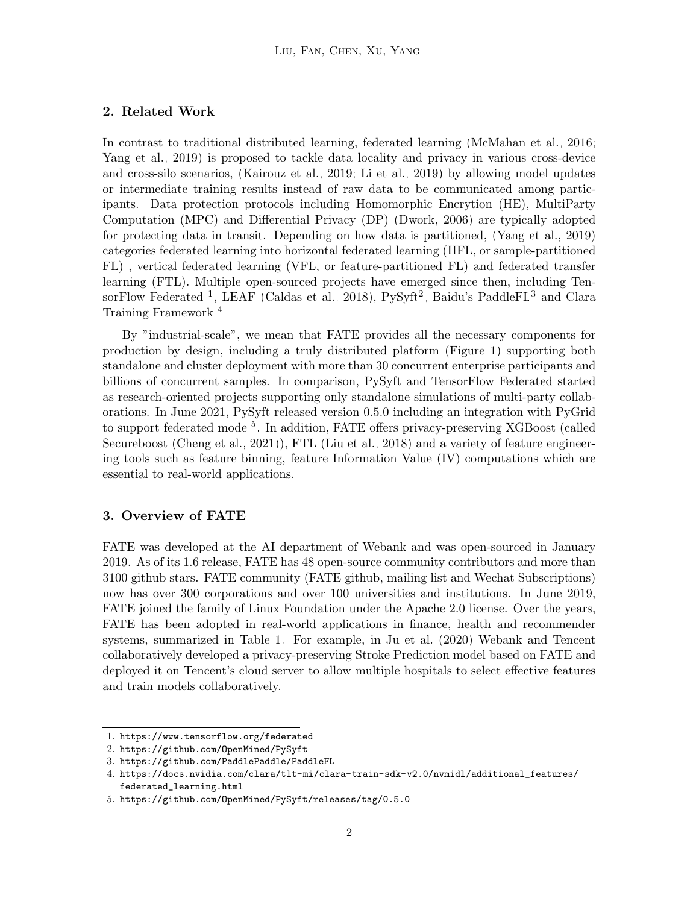## 2. Related Work

In contrast to traditional distributed learning, federated learning (McMahan et al., 2016; Yang et al., 2019) is proposed to tackle data locality and privacy in various cross-device and cross-silo scenarios, (Kairouz et al., 2019; Li et al., 2019) by allowing model updates or intermediate training results instead of raw data to be communicated among participants. Data protection protocols including Homomorphic Encrytion (HE), MultiParty Computation (MPC) and Differential Privacy (DP) (Dwork, 2006) are typically adopted for protecting data in transit. Depending on how data is partitioned, (Yang et al., 2019) categories federated learning into horizontal federated learning (HFL, or sample-partitioned FL) , vertical federated learning (VFL, or feature-partitioned FL) and federated transfer learning (FTL). Multiple open-sourced projects have emerged since then, including TensorFlow Federated [1], LEAF (Caldas et al., 2018), PySyft[2], Baidu's PaddleFL[3] and Clara Training Framework [4].

By "industrial-scale", we mean that FATE provides all the necessary components for production by design, including a truly distributed platform (Figure 1) supporting both standalone and cluster deployment with more than 30 concurrent enterprise participants and billions of concurrent samples. In comparison, PySyft and TensorFlow Federated started as research-oriented projects supporting only standalone simulations of multi-party collaborations. In June 2021, PySyft released version 0.5.0 including an integration with PyGrid to support federated mode [5]. In addition, FATE offers privacy-preserving XGBoost (called Secureboost (Cheng et al., 2021)), FTL (Liu et al., 2018) and a variety of feature engineering tools such as feature binning, feature Information Value (IV) computations which are essential to real-world applications.

## 3. Overview of FATE

FATE was developed at the AI department of Webank and was open-sourced in January 2019. As of its 1.6 release, FATE has 48 open-source community contributors and more than 3100 github stars. FATE community (FATE github, mailing list and Wechat Subscriptions) now has over 300 corporations and over 100 universities and institutions. In June 2019, FATE joined the family of Linux Foundation under the Apache 2.0 license. Over the years, FATE has been adopted in real-world applications in finance, health and recommender systems, summarized in Table 1. For example, in Ju et al. (2020) Webank and Tencent collaboratively developed a privacy-preserving Stroke Prediction model based on FATE and deployed it on Tencent's cloud server to allow multiple hospitals to select effective features and train models collaboratively.

---

1. https://www.tensorflow.org/federated
2. https://github.com/OpenMined/PySyft
3. https://github.com/PaddlePaddle/PaddleFL
4. https://docs.nvidia.com/clara/tlt-mi/clara-train-sdk-v2.0/nvmidl/additional_features/federated_learning.html
5. https://github.com/OpenMined/PySyft/releases/tag/0.5.0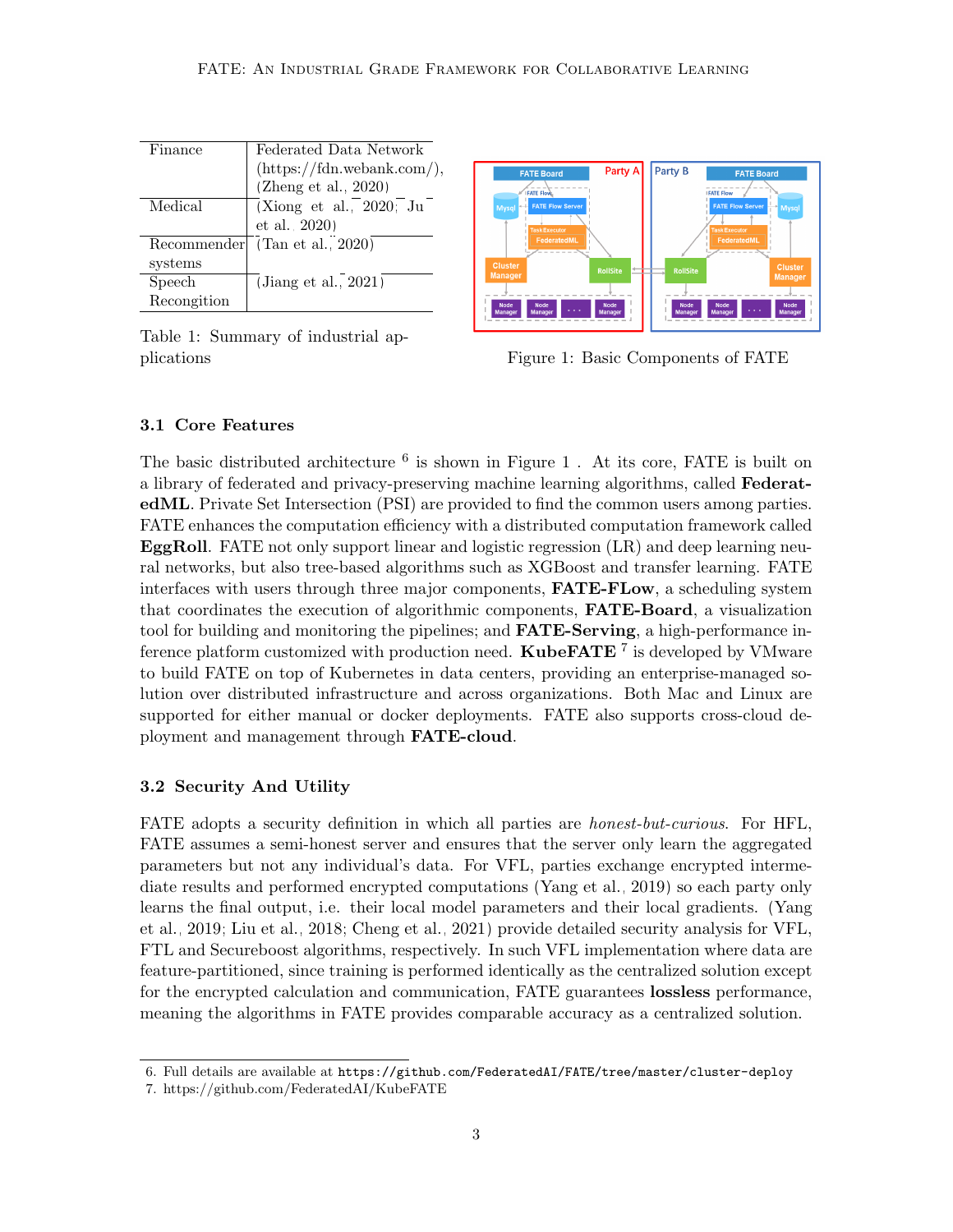| Finance | Federated Data Network (https://fdn.webank.com/), (Zheng et al., 2020) |
|---|---|
| Medical | (Xiong et al., 2020; Ju et al., 2020) |
| Recommender systems | (Tan et al., 2020) |
| Speech Recognition | (Jiang et al., 2021) |

Table 1: Summary of industrial applications

Figure 1: Basic Components of FATE

### 3.1 Core Features

The basic distributed architecture [6] is shown in Figure 1 . At its core, FATE is built on a library of federated and privacy-preserving machine learning algorithms, called **FederatedML**. Private Set Intersection (PSI) are provided to find the common users among parties. FATE enhances the computation efficiency with a distributed computation framework called **EggRoll**. FATE not only support linear and logistic regression (LR) and deep learning neural networks, but also tree-based algorithms such as XGBoost and transfer learning. FATE interfaces with users through three major components, **FATE-FLow**, a scheduling system that coordinates the execution of algorithmic components, **FATE-Board**, a visualization tool for building and monitoring the pipelines; and **FATE-Serving**, a high-performance inference platform customized with production need. **KubeFATE** [7] is developed by VMware to build FATE on top of Kubernetes in data centers, providing an enterprise-managed solution over distributed infrastructure and across organizations. Both Mac and Linux are supported for either manual or docker deployments. FATE also supports cross-cloud deployment and management through **FATE-cloud**.

### 3.2 Security And Utility

FATE adopts a security definition in which all parties are *honest-but-curious*. For HFL, FATE assumes a semi-honest server and ensures that the server only learn the aggregated parameters but not any individual's data. For VFL, parties exchange encrypted intermediate results and performed encrypted computations (Yang et al., 2019) so each party only learns the final output, i.e. their local model parameters and their local gradients. (Yang et al., 2019; Liu et al., 2018; Cheng et al., 2021) provide detailed security analysis for VFL, FTL and Secureboost algorithms, respectively. In such VFL implementation where data are feature-partitioned, since training is performed identically as the centralized solution except for the encrypted calculation and communication, FATE guarantees **lossless** performance, meaning the algorithms in FATE provides comparable accuracy as a centralized solution.

6. Full details are available at `https://github.com/FederatedAI/FATE/tree/master/cluster-deploy`
7. https://github.com/FederatedAI/KubeFATE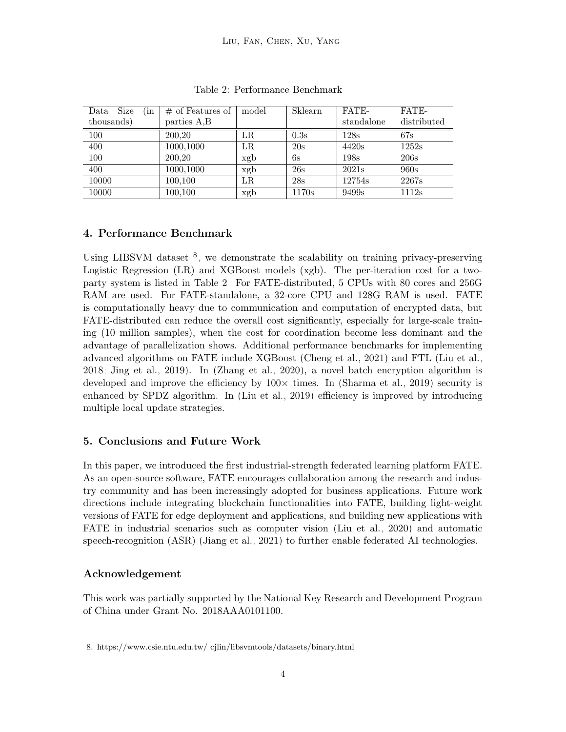Table 2: Performance Benchmark

| Data Size (in thousands) | # of Features of parties A,B | model | Sklearn | FATE-standalone | FATE-distributed |
|---|---|---|---|---|---|
| 100 | 200,20 | LR | 0.3s | 128s | 67s |
| 400 | 1000,1000 | LR | 20s | 4420s | 1252s |
| 100 | 200,20 | xgb | 6s | 198s | 206s |
| 400 | 1000,1000 | xgb | 26s | 2021s | 960s |
| 10000 | 100,100 | LR | 28s | 12754s | 2267s |
| 10000 | 100,100 | xgb | 1170s | 9499s | 1112s |

## 4. Performance Benchmark

Using LIBSVM dataset [8], we demonstrate the scalability on training privacy-preserving Logistic Regression (LR) and XGBoost models (xgb). The per-iteration cost for a two-party system is listed in Table 2. For FATE-distributed, 5 CPUs with 80 cores and 256G RAM are used. For FATE-standalone, a 32-core CPU and 128G RAM is used. FATE is computationally heavy due to communication and computation of encrypted data, but FATE-distributed can reduce the overall cost significantly, especially for large-scale training (10 million samples), when the cost for coordination become less dominant and the advantage of parallelization shows. Additional performance benchmarks for implementing advanced algorithms on FATE include XGBoost (Cheng et al., 2021) and FTL (Liu et al., 2018; Jing et al., 2019). In (Zhang et al., 2020), a novel batch encryption algorithm is developed and improve the efficiency by $100\times$ times. In (Sharma et al., 2019) security is enhanced by SPDZ algorithm. In (Liu et al., 2019) efficiency is improved by introducing multiple local update strategies.

## 5. Conclusions and Future Work

In this paper, we introduced the first industrial-strength federated learning platform FATE. As an open-source software, FATE encourages collaboration among the research and industry community and has been increasingly adopted for business applications. Future work directions include integrating blockchain functionalities into FATE, building light-weight versions of FATE for edge deployment and applications, and building new applications with FATE in industrial scenarios such as computer vision (Liu et al., 2020) and automatic speech-recognition (ASR) (Jiang et al., 2021) to further enable federated AI technologies.

## Acknowledgement

This work was partially supported by the National Key Research and Development Program of China under Grant No. 2018AAA0101100.

8. https://www.csie.ntu.edu.tw/ cjlin/libsvmtools/datasets/binary.html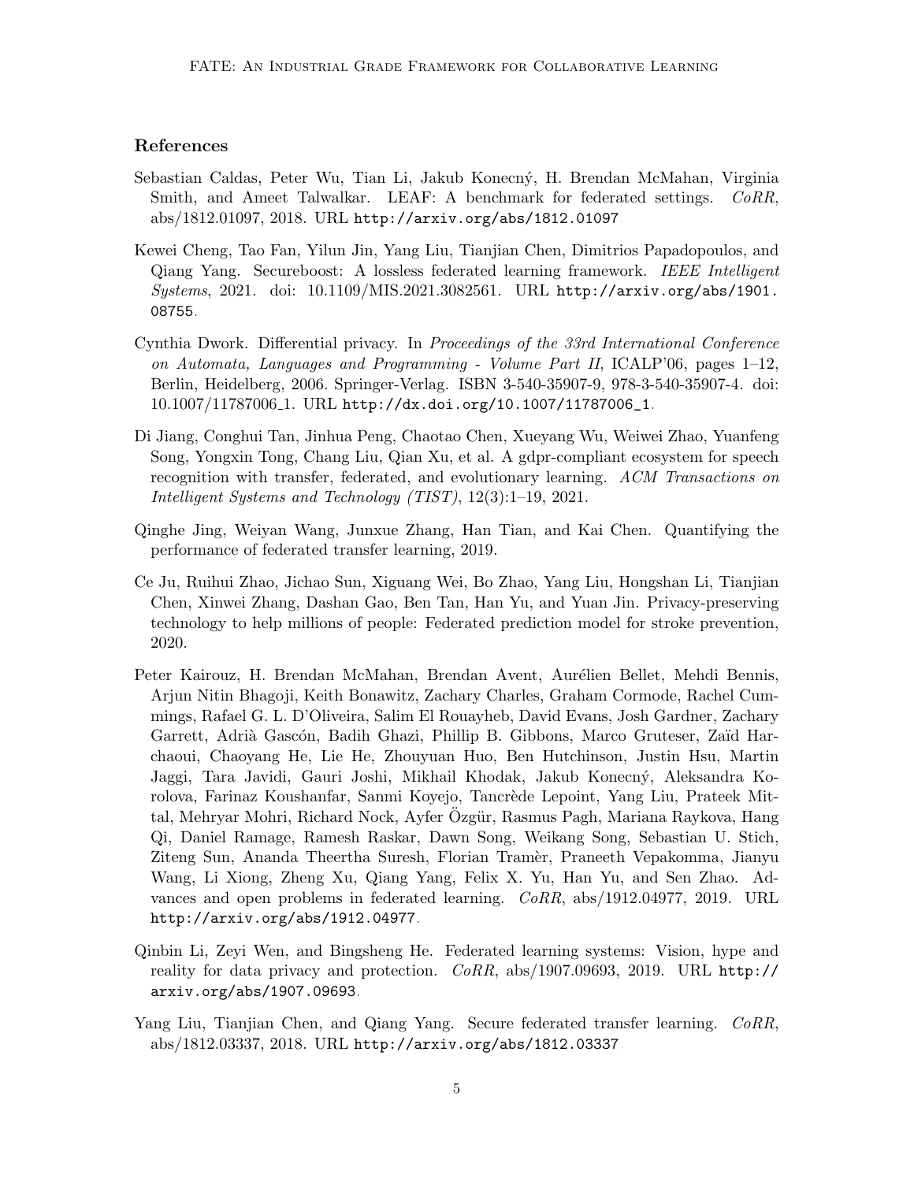## References

Sebastian Caldas, Peter Wu, Tian Li, Jakub Konecný, H. Brendan McMahan, Virginia Smith, and Ameet Talwalkar. LEAF: A benchmark for federated settings. *CoRR*, abs/1812.01097, 2018. URL http://arxiv.org/abs/1812.01097.

Kewei Cheng, Tao Fan, Yilun Jin, Yang Liu, Tianjian Chen, Dimitrios Papadopoulos, and Qiang Yang. Secureboost: A lossless federated learning framework. *IEEE Intelligent Systems*, 2021. doi: 10.1109/MIS.2021.3082561. URL http://arxiv.org/abs/1901.08755.

Cynthia Dwork. Differential privacy. In *Proceedings of the 33rd International Conference on Automata, Languages and Programming - Volume Part II*, ICALP'06, pages 1–12, Berlin, Heidelberg, 2006. Springer-Verlag. ISBN 3-540-35907-9, 978-3-540-35907-4. doi: 10.1007/11787006_1. URL http://dx.doi.org/10.1007/11787006_1.

Di Jiang, Conghui Tan, Jinhua Peng, Chaotao Chen, Xueyang Wu, Weiwei Zhao, Yuanfeng Song, Yongxin Tong, Chang Liu, Qian Xu, et al. A gdpr-compliant ecosystem for speech recognition with transfer, federated, and evolutionary learning. *ACM Transactions on Intelligent Systems and Technology (TIST)*, 12(3):1–19, 2021.

Qinghe Jing, Weiyan Wang, Junxue Zhang, Han Tian, and Kai Chen. Quantifying the performance of federated transfer learning, 2019.

Ce Ju, Ruihui Zhao, Jichao Sun, Xiguang Wei, Bo Zhao, Yang Liu, Hongshan Li, Tianjian Chen, Xinwei Zhang, Dashan Gao, Ben Tan, Han Yu, and Yuan Jin. Privacy-preserving technology to help millions of people: Federated prediction model for stroke prevention, 2020.

Peter Kairouz, H. Brendan McMahan, Brendan Avent, Aurélien Bellet, Mehdi Bennis, Arjun Nitin Bhagoji, Keith Bonawitz, Zachary Charles, Graham Cormode, Rachel Cummings, Rafael G. L. D'Oliveira, Salim El Rouayheb, David Evans, Josh Gardner, Zachary Garrett, Adrià Gascón, Badih Ghazi, Phillip B. Gibbons, Marco Gruteser, Zaïd Harchaoui, Chaoyang He, Lie He, Zhouyuan Huo, Ben Hutchinson, Justin Hsu, Martin Jaggi, Tara Javidi, Gauri Joshi, Mikhail Khodak, Jakub Konecný, Aleksandra Korolova, Farinaz Koushanfar, Sanmi Koyejo, Tancrède Lepoint, Yang Liu, Prateek Mittal, Mehryar Mohri, Richard Nock, Ayfer Özgür, Rasmus Pagh, Mariana Raykova, Hang Qi, Daniel Ramage, Ramesh Raskar, Dawn Song, Weikang Song, Sebastian U. Stich, Ziteng Sun, Ananda Theertha Suresh, Florian Tramèr, Praneeth Vepakomma, Jianyu Wang, Li Xiong, Zheng Xu, Qiang Yang, Felix X. Yu, Han Yu, and Sen Zhao. Advances and open problems in federated learning. *CoRR*, abs/1912.04977, 2019. URL http://arxiv.org/abs/1912.04977.

Qinbin Li, Zeyi Wen, and Bingsheng He. Federated learning systems: Vision, hype and reality for data privacy and protection. *CoRR*, abs/1907.09693, 2019. URL http://arxiv.org/abs/1907.09693.

Yang Liu, Tianjian Chen, and Qiang Yang. Secure federated transfer learning. *CoRR*, abs/1812.03337, 2018. URL http://arxiv.org/abs/1812.03337.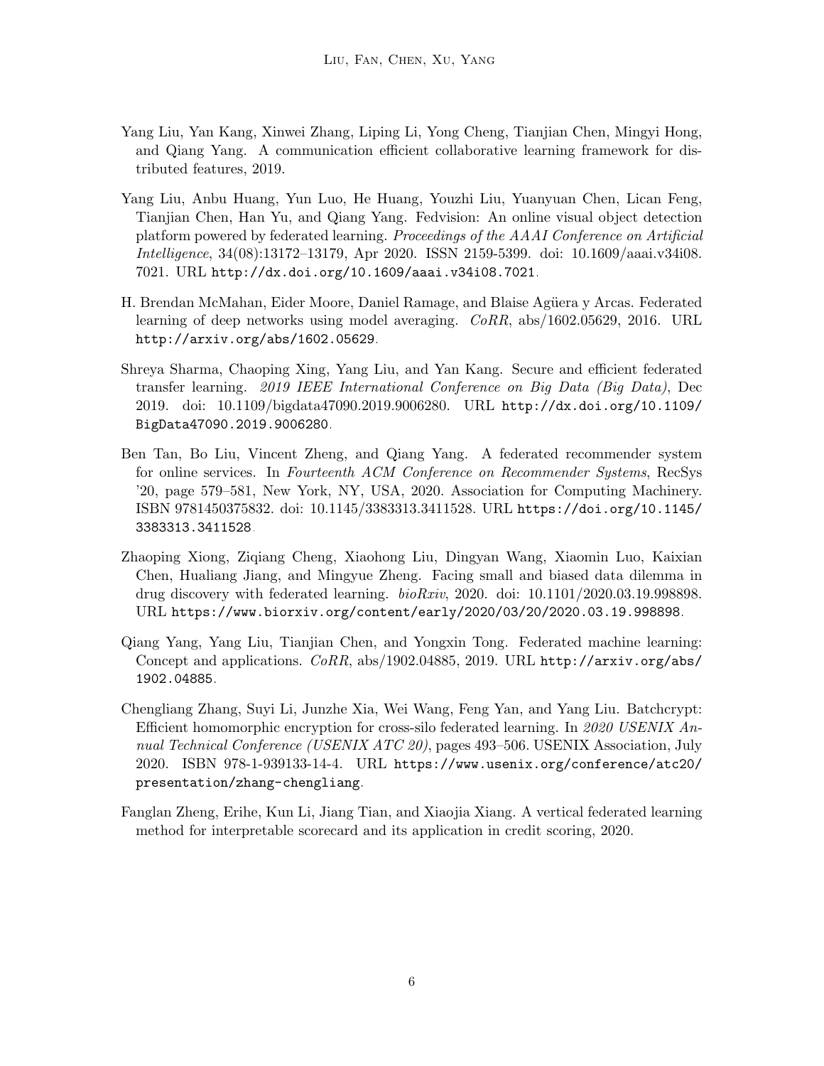Yang Liu, Yan Kang, Xinwei Zhang, Liping Li, Yong Cheng, Tianjian Chen, Mingyi Hong, and Qiang Yang. A communication efficient collaborative learning framework for distributed features, 2019.

Yang Liu, Anbu Huang, Yun Luo, He Huang, Youzhi Liu, Yuanyuan Chen, Lican Feng, Tianjian Chen, Han Yu, and Qiang Yang. Fedvision: An online visual object detection platform powered by federated learning. *Proceedings of the AAAI Conference on Artificial Intelligence*, 34(08):13172–13179, Apr 2020. ISSN 2159-5399. doi: 10.1609/aaai.v34i08.7021. URL `http://dx.doi.org/10.1609/aaai.v34i08.7021`.

H. Brendan McMahan, Eider Moore, Daniel Ramage, and Blaise Agüera y Arcas. Federated learning of deep networks using model averaging. *CoRR*, abs/1602.05629, 2016. URL `http://arxiv.org/abs/1602.05629`.

Shreya Sharma, Chaoping Xing, Yang Liu, and Yan Kang. Secure and efficient federated transfer learning. *2019 IEEE International Conference on Big Data (Big Data)*, Dec 2019. doi: 10.1109/bigdata47090.2019.9006280. URL `http://dx.doi.org/10.1109/BigData47090.2019.9006280`.

Ben Tan, Bo Liu, Vincent Zheng, and Qiang Yang. A federated recommender system for online services. In *Fourteenth ACM Conference on Recommender Systems*, RecSys '20, page 579–581, New York, NY, USA, 2020. Association for Computing Machinery. ISBN 9781450375832. doi: 10.1145/3383313.3411528. URL `https://doi.org/10.1145/3383313.3411528`.

Zhaoping Xiong, Ziqiang Cheng, Xiaohong Liu, Dingyan Wang, Xiaomin Luo, Kaixian Chen, Hualiang Jiang, and Mingyue Zheng. Facing small and biased data dilemma in drug discovery with federated learning. *bioRxiv*, 2020. doi: 10.1101/2020.03.19.998898. URL `https://www.biorxiv.org/content/early/2020/03/20/2020.03.19.998898`.

Qiang Yang, Yang Liu, Tianjian Chen, and Yongxin Tong. Federated machine learning: Concept and applications. *CoRR*, abs/1902.04885, 2019. URL `http://arxiv.org/abs/1902.04885`.

Chengliang Zhang, Suyi Li, Junzhe Xia, Wei Wang, Feng Yan, and Yang Liu. Batchcrypt: Efficient homomorphic encryption for cross-silo federated learning. In *2020 USENIX Annual Technical Conference (USENIX ATC 20)*, pages 493–506. USENIX Association, July 2020. ISBN 978-1-939133-14-4. URL `https://www.usenix.org/conference/atc20/presentation/zhang-chengliang`.

Fanglan Zheng, Erihe, Kun Li, Jiang Tian, and Xiaojia Xiang. A vertical federated learning method for interpretable scorecard and its application in credit scoring, 2020.